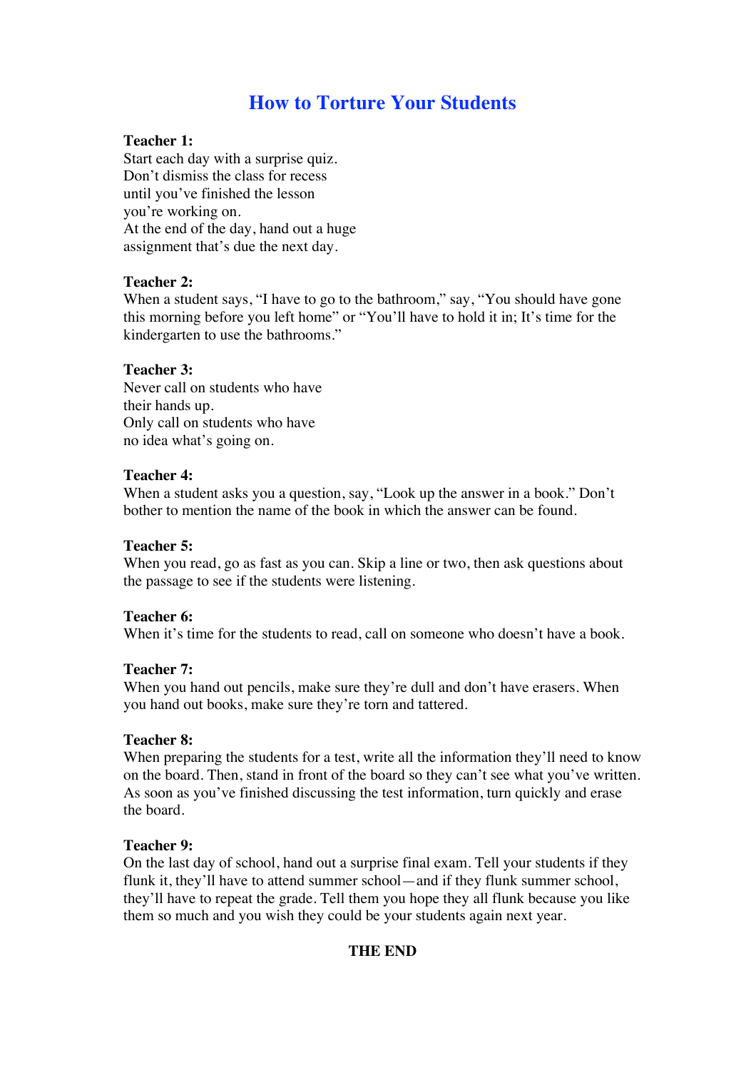# How to Torture Your Students

**Teacher 1:**
Start each day with a surprise quiz.
Don't dismiss the class for recess
until you've finished the lesson
you're working on.
At the end of the day, hand out a huge
assignment that's due the next day.

**Teacher 2:**
When a student says, "I have to go to the bathroom," say, "You should have gone this morning before you left home" or "You'll have to hold it in; It's time for the kindergarten to use the bathrooms."

**Teacher 3:**
Never call on students who have
their hands up.
Only call on students who have
no idea what's going on.

**Teacher 4:**
When a student asks you a question, say, "Look up the answer in a book." Don't bother to mention the name of the book in which the answer can be found.

**Teacher 5:**
When you read, go as fast as you can. Skip a line or two, then ask questions about the passage to see if the students were listening.

**Teacher 6:**
When it's time for the students to read, call on someone who doesn't have a book.

**Teacher 7:**
When you hand out pencils, make sure they're dull and don't have erasers. When you hand out books, make sure they're torn and tattered.

**Teacher 8:**
When preparing the students for a test, write all the information they'll need to know on the board. Then, stand in front of the board so they can't see what you've written. As soon as you've finished discussing the test information, turn quickly and erase the board.

**Teacher 9:**
On the last day of school, hand out a surprise final exam. Tell your students if they flunk it, they'll have to attend summer school—and if they flunk summer school, they'll have to repeat the grade. Tell them you hope they all flunk because you like them so much and you wish they could be your students again next year.

**THE END**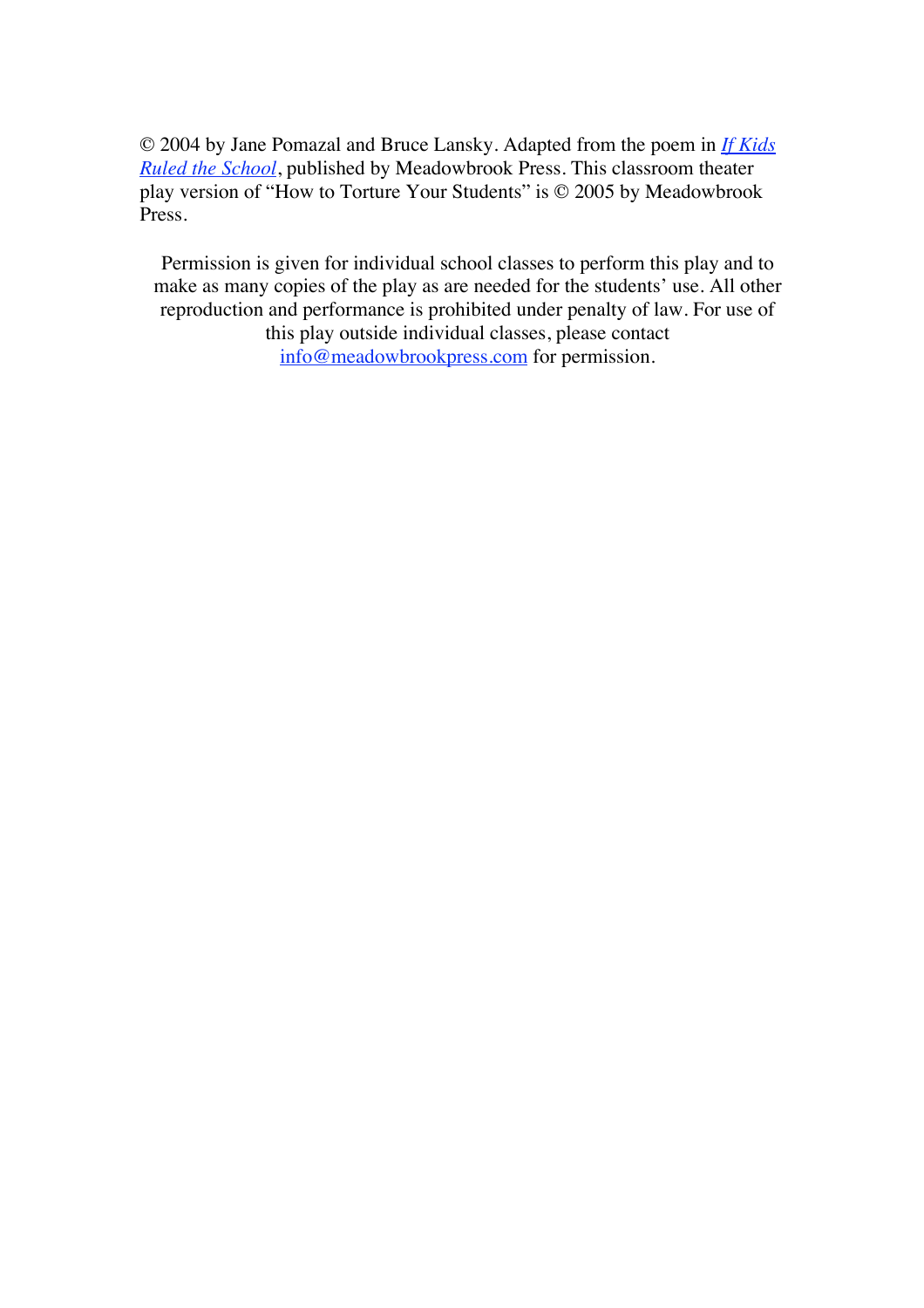© 2004 by Jane Pomazal and Bruce Lansky. Adapted from the poem in [*If Kids Ruled the School*](), published by Meadowbrook Press. This classroom theater play version of "How to Torture Your Students" is © 2005 by Meadowbrook Press.

Permission is given for individual school classes to perform this play and to make as many copies of the play as are needed for the students' use. All other reproduction and performance is prohibited under penalty of law. For use of this play outside individual classes, please contact info@meadowbrookpress.com for permission.